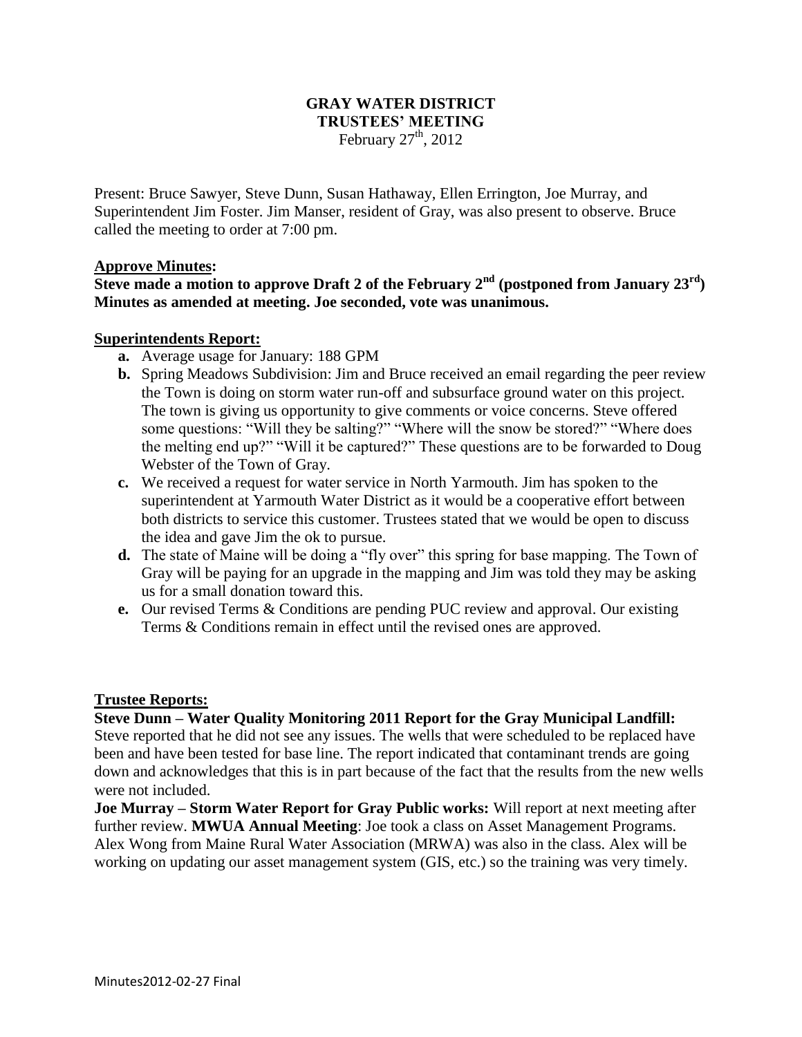# GRAY WATER DISTRICT
## TRUSTEES' MEETING
February 27th, 2012

Present: Bruce Sawyer, Steve Dunn, Susan Hathaway, Ellen Errington, Joe Murray, and Superintendent Jim Foster. Jim Manser, resident of Gray, was also present to observe. Bruce called the meeting to order at 7:00 pm.

**Approve Minutes:**

**Steve made a motion to approve Draft 2 of the February 2nd (postponed from January 23rd) Minutes as amended at meeting. Joe seconded, vote was unanimous.**

**Superintendents Report:**

- **a.** Average usage for January: 188 GPM
- **b.** Spring Meadows Subdivision: Jim and Bruce received an email regarding the peer review the Town is doing on storm water run-off and subsurface ground water on this project. The town is giving us opportunity to give comments or voice concerns. Steve offered some questions: "Will they be salting?" "Where will the snow be stored?" "Where does the melting end up?" "Will it be captured?" These questions are to be forwarded to Doug Webster of the Town of Gray.
- **c.** We received a request for water service in North Yarmouth. Jim has spoken to the superintendent at Yarmouth Water District as it would be a cooperative effort between both districts to service this customer. Trustees stated that we would be open to discuss the idea and gave Jim the ok to pursue.
- **d.** The state of Maine will be doing a "fly over" this spring for base mapping. The Town of Gray will be paying for an upgrade in the mapping and Jim was told they may be asking us for a small donation toward this.
- **e.** Our revised Terms & Conditions are pending PUC review and approval. Our existing Terms & Conditions remain in effect until the revised ones are approved.

**Trustee Reports:**

**Steve Dunn – Water Quality Monitoring 2011 Report for the Gray Municipal Landfill:** Steve reported that he did not see any issues. The wells that were scheduled to be replaced have been and have been tested for base line. The report indicated that contaminant trends are going down and acknowledges that this is in part because of the fact that the results from the new wells were not included.

**Joe Murray – Storm Water Report for Gray Public works:** Will report at next meeting after further review. **MWUA Annual Meeting**: Joe took a class on Asset Management Programs. Alex Wong from Maine Rural Water Association (MRWA) was also in the class. Alex will be working on updating our asset management system (GIS, etc.) so the training was very timely.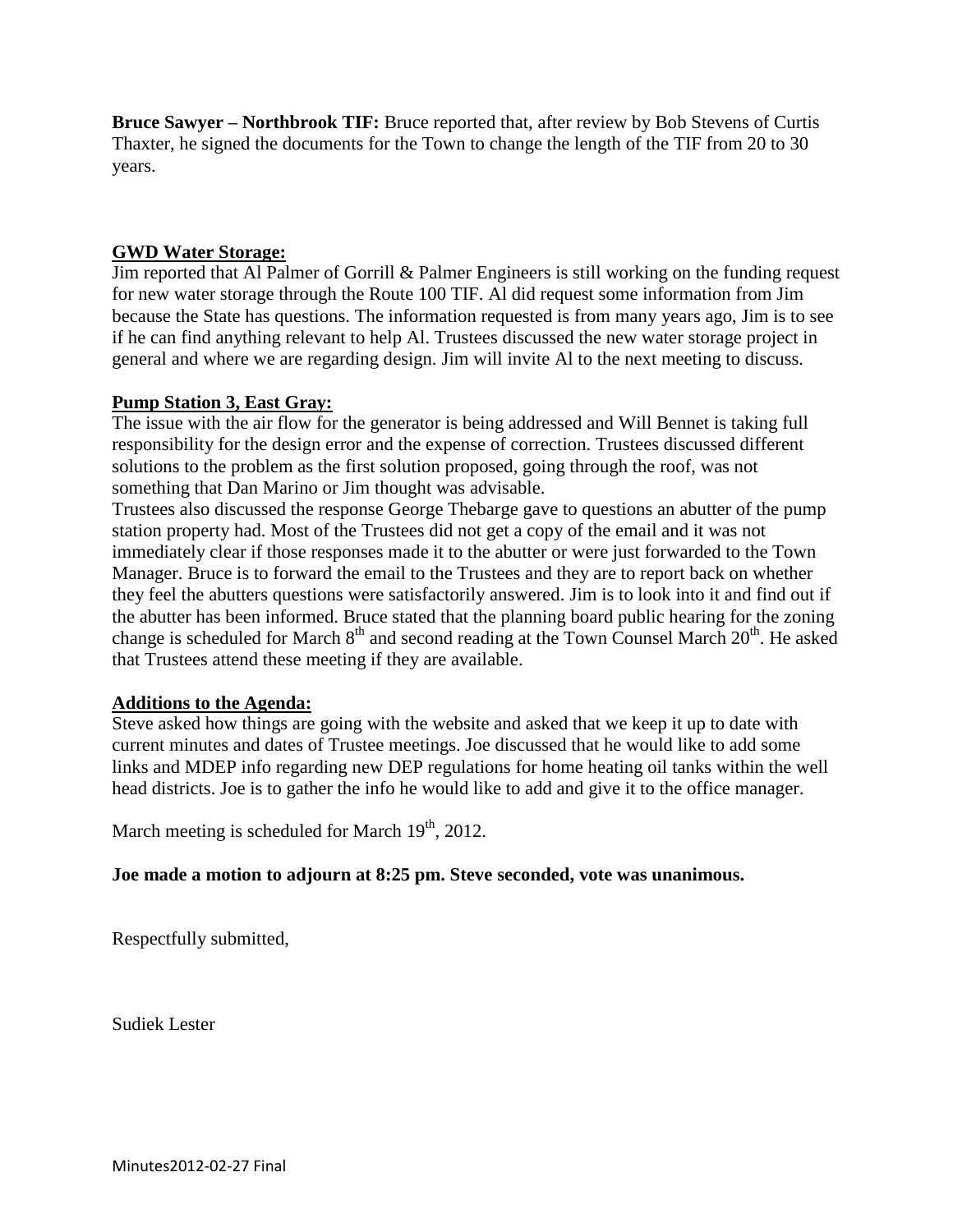**Bruce Sawyer – Northbrook TIF:** Bruce reported that, after review by Bob Stevens of Curtis Thaxter, he signed the documents for the Town to change the length of the TIF from 20 to 30 years.

**GWD Water Storage:**

Jim reported that Al Palmer of Gorrill & Palmer Engineers is still working on the funding request for new water storage through the Route 100 TIF. Al did request some information from Jim because the State has questions. The information requested is from many years ago, Jim is to see if he can find anything relevant to help Al. Trustees discussed the new water storage project in general and where we are regarding design. Jim will invite Al to the next meeting to discuss.

**Pump Station 3, East Gray:**

The issue with the air flow for the generator is being addressed and Will Bennet is taking full responsibility for the design error and the expense of correction. Trustees discussed different solutions to the problem as the first solution proposed, going through the roof, was not something that Dan Marino or Jim thought was advisable.

Trustees also discussed the response George Thebarge gave to questions an abutter of the pump station property had. Most of the Trustees did not get a copy of the email and it was not immediately clear if those responses made it to the abutter or were just forwarded to the Town Manager. Bruce is to forward the email to the Trustees and they are to report back on whether they feel the abutters questions were satisfactorily answered. Jim is to look into it and find out if the abutter has been informed. Bruce stated that the planning board public hearing for the zoning change is scheduled for March 8th and second reading at the Town Counsel March 20th. He asked that Trustees attend these meeting if they are available.

**Additions to the Agenda:**

Steve asked how things are going with the website and asked that we keep it up to date with current minutes and dates of Trustee meetings. Joe discussed that he would like to add some links and MDEP info regarding new DEP regulations for home heating oil tanks within the well head districts. Joe is to gather the info he would like to add and give it to the office manager.

March meeting is scheduled for March 19th, 2012.

**Joe made a motion to adjourn at 8:25 pm. Steve seconded, vote was unanimous.**

Respectfully submitted,

Sudiek Lester

Minutes2012-02-27 Final